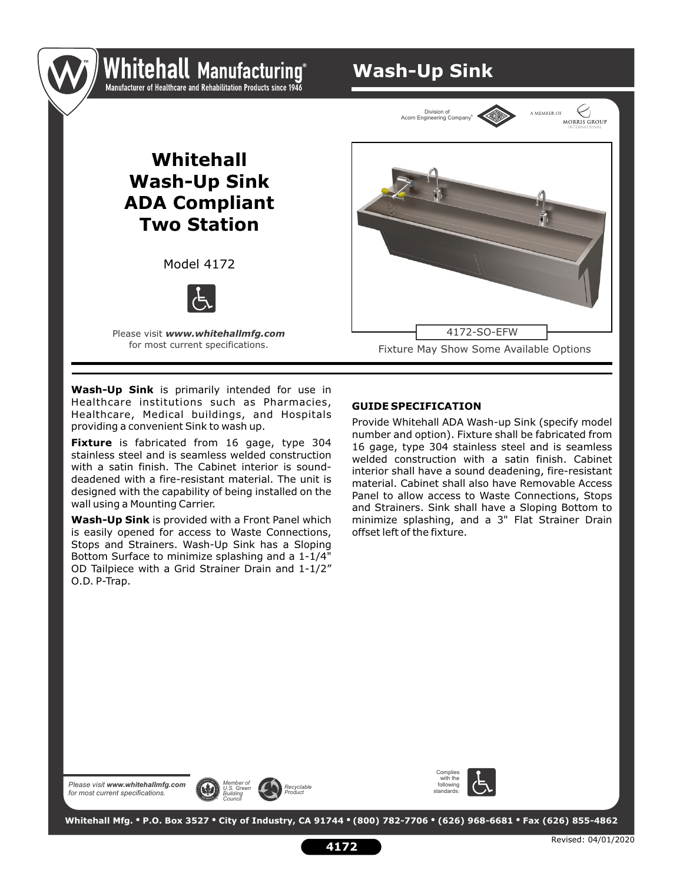# Whitehall Manufacturing®

Manufacturer of Healthcare and Rehabilitation Products since 1946

## Wash-Up Sink

Division of Acorn Engineering Company® | A MEMBER OF MORRIS GROUP INTERNATIONAL

# Whitehall Wash-Up Sink ADA Compliant Two Station

Model 4172

Please visit ***www.whitehallmfg.com*** for most current specifications.

4172-SO-EFW

Fixture May Show Some Available Options

**Wash-Up Sink** is primarily intended for use in Healthcare institutions such as Pharmacies, Healthcare, Medical buildings, and Hospitals providing a convenient Sink to wash up.

**Fixture** is fabricated from 16 gage, type 304 stainless steel and is seamless welded construction with a satin finish. The Cabinet interior is sound-deadened with a fire-resistant material. The unit is designed with the capability of being installed on the wall using a Mounting Carrier.

**Wash-Up Sink** is provided with a Front Panel which is easily opened for access to Waste Connections, Stops and Strainers. Wash-Up Sink has a Sloping Bottom Surface to minimize splashing and a 1-1/4" OD Tailpiece with a Grid Strainer Drain and 1-1/2" O.D. P-Trap.

**GUIDE SPECIFICATION**

Provide Whitehall ADA Wash-up Sink (specify model number and option). Fixture shall be fabricated from 16 gage, type 304 stainless steel and is seamless welded construction with a satin finish. Cabinet interior shall have a sound deadening, fire-resistant material. Cabinet shall also have Removable Access Panel to allow access to Waste Connections, Stops and Strainers. Sink shall have a Sloping Bottom to minimize splashing, and a 3" Flat Strainer Drain offset left of the fixture.

*Please visit **www.whitehallmfg.com** for most current specifications.*

*Member of U.S. Green Building Council* | *Recyclable Product* | Complies with the following standards:

**Whitehall Mfg. • P.O. Box 3527 • City of Industry, CA 91744 • (800) 782-7706 • (626) 968-6681 • Fax (626) 855-4862**

Revised: 04/01/2020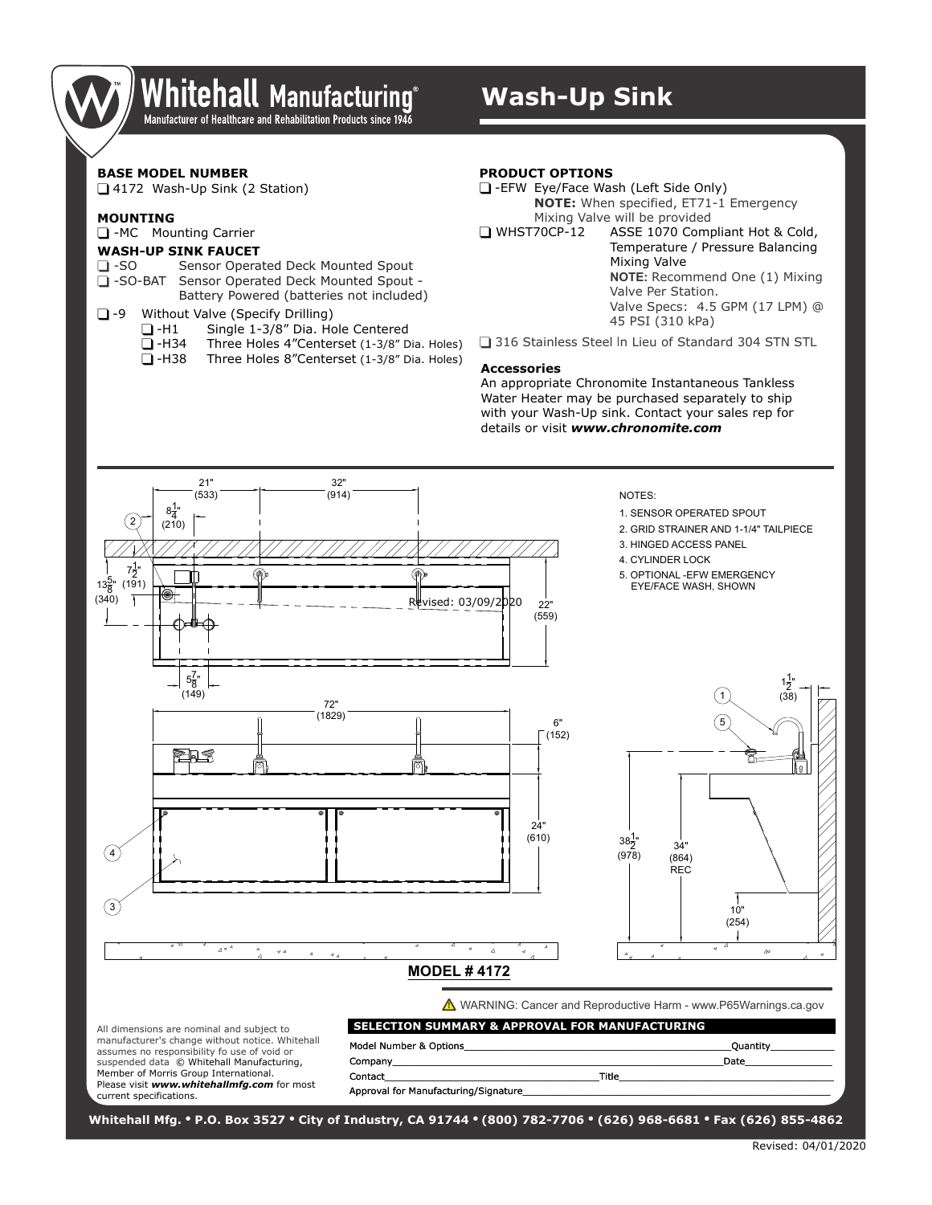# Whitehall Manufacturing®

Manufacturer of Healthcare and Rehabilitation Products since 1946

# Wash-Up Sink

**BASE MODEL NUMBER**

❑ 4172 Wash-Up Sink (2 Station)

**MOUNTING**

❑ -MC Mounting Carrier

**WASH-UP SINK FAUCET**

❑ -SO Sensor Operated Deck Mounted Spout

❑ -SO-BAT Sensor Operated Deck Mounted Spout - Battery Powered (batteries not included)

❑ -9 Without Valve (Specify Drilling)

- ❑ -H1 Single 1-3/8" Dia. Hole Centered
- ❑ -H34 Three Holes 4"Centerset (1-3/8" Dia. Holes)
- ❑ -H38 Three Holes 8"Centerset (1-3/8" Dia. Holes)

**PRODUCT OPTIONS**

❑ -EFW Eye/Face Wash (Left Side Only)
**NOTE:** When specified, ET71-1 Emergency Mixing Valve will be provided

❑ WHST70CP-12 ASSE 1070 Compliant Hot & Cold, Temperature / Pressure Balancing Mixing Valve
**NOTE**: Recommend One (1) Mixing Valve Per Station.
Valve Specs: 4.5 GPM (17 LPM) @ 45 PSI (310 kPa)

❑ 316 Stainless Steel In Lieu of Standard 304 STN STL

**Accessories**

An appropriate Chronomite Instantaneous Tankless Water Heater may be purchased separately to ship with your Wash-Up sink. Contact your sales rep for details or visit ***www.chronomite.com***

21" (533)
32" (914)
8 1/4" (210)
7 1/2" (191)
13 5/8" (340)
5 7/8" (149)
22" (559)
Revised: 03/09/2020
72" (1829)
6" (152)
24" (610)
1 1/2" (38)
38 1/2" (978)
34" (864) REC
10" (254)

NOTES:
1. SENSOR OPERATED SPOUT
2. GRID STRAINER AND 1-1/4" TAILPIECE
3. HINGED ACCESS PANEL
4. CYLINDER LOCK
5. OPTIONAL -EFW EMERGENCY EYE/FACE WASH, SHOWN

**MODEL # 4172**

⚠ WARNING: Cancer and Reproductive Harm - www.P65Warnings.ca.gov

All dimensions are nominal and subject to manufacturer's change without notice. Whitehall assumes no responsibility fo use of void or suspended data © Whitehall Manufacturing, Member of Morris Group International. Please visit ***www.whitehallmfg.com*** for most current specifications.

**SELECTION SUMMARY & APPROVAL FOR MANUFACTURING**

Model Number & Options_______________ Quantity_______

Company_______________ Date_______

Contact_______________ Title_______________

Approval for Manufacturing/Signature_______________

**Whitehall Mfg. • P.O. Box 3527 • City of Industry, CA 91744 • (800) 782-7706 • (626) 968-6681 • Fax (626) 855-4862**

Revised: 04/01/2020